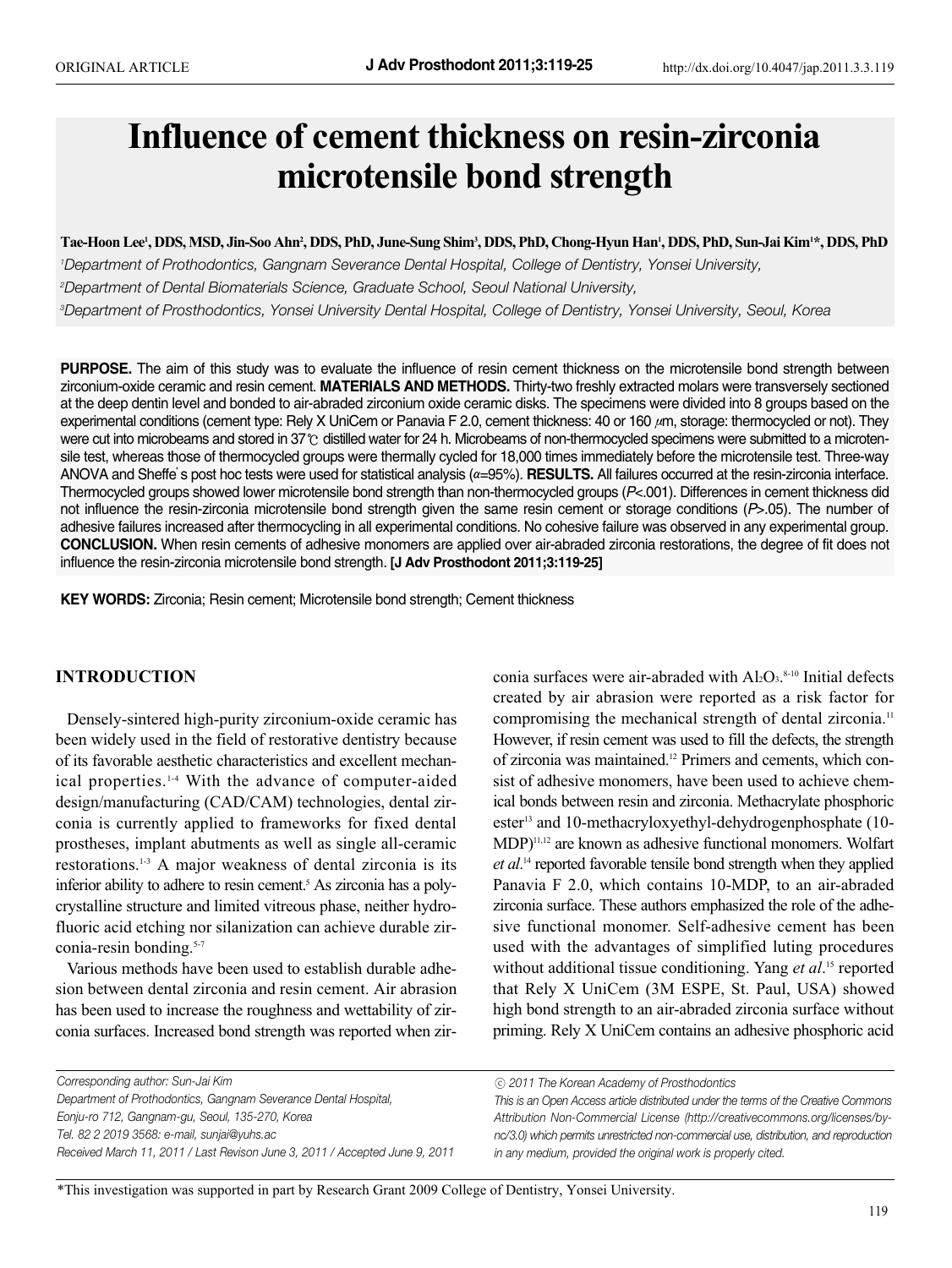ORIGINAL ARTICLE

# Influence of cement thickness on resin-zirconia microtensile bond strength

**Tae-Hoon Lee[1], DDS, MSD, Jin-Soo Ahn[2], DDS, PhD, June-Sung Shim[3], DDS, PhD, Chong-Hyun Han[1], DDS, PhD, Sun-Jai Kim[1]*, DDS, PhD**

[1]*Department of Prothodontics, Gangnam Severance Dental Hospital, College of Dentistry, Yonsei University,*
[2]*Department of Dental Biomaterials Science, Graduate School, Seoul National University,*
[3]*Department of Prosthodontics, Yonsei University Dental Hospital, College of Dentistry, Yonsei University, Seoul, Korea*

**PURPOSE.** The aim of this study was to evaluate the influence of resin cement thickness on the microtensile bond strength between zirconium-oxide ceramic and resin cement. **MATERIALS AND METHODS.** Thirty-two freshly extracted molars were transversely sectioned at the deep dentin level and bonded to air-abraded zirconium oxide ceramic disks. The specimens were divided into 8 groups based on the experimental conditions (cement type: Rely X UniCem or Panavia F 2.0, cement thickness: 40 or 160 $\mu$m, storage: thermocycled or not). They were cut into microbeams and stored in 37℃ distilled water for 24 h. Microbeams of non-thermocycled specimens were submitted to a microtensile test, whereas those of thermocycled groups were thermally cycled for 18,000 times immediately before the microtensile test. Three-way ANOVA and Sheffe's post hoc tests were used for statistical analysis ($\alpha$=95%). **RESULTS.** All failures occurred at the resin-zirconia interface. Thermocycled groups showed lower microtensile bond strength than non-thermocycled groups ($P$<.001). Differences in cement thickness did not influence the resin-zirconia microtensile bond strength given the same resin cement or storage conditions ($P$>.05). The number of adhesive failures increased after thermocycling in all experimental conditions. No cohesive failure was observed in any experimental group. **CONCLUSION.** When resin cements of adhesive monomers are applied over air-abraded zirconia restorations, the degree of fit does not influence the resin-zirconia microtensile bond strength. **[J Adv Prosthodont 2011;3:119-25]**

**KEY WORDS:** Zirconia; Resin cement; Microtensile bond strength; Cement thickness

## INTRODUCTION

Densely-sintered high-purity zirconium-oxide ceramic has been widely used in the field of restorative dentistry because of its favorable aesthetic characteristics and excellent mechanical properties.[1-4] With the advance of computer-aided design/manufacturing (CAD/CAM) technologies, dental zirconia is currently applied to frameworks for fixed dental prostheses, implant abutments as well as single all-ceramic restorations.[1-3] A major weakness of dental zirconia is its inferior ability to adhere to resin cement.[5] As zirconia has a polycrystalline structure and limited vitreous phase, neither hydrofluoric acid etching nor silanization can achieve durable zirconia-resin bonding.[5-7]

Various methods have been used to establish durable adhesion between dental zirconia and resin cement. Air abrasion has been used to increase the roughness and wettability of zirconia surfaces. Increased bond strength was reported when zirconia surfaces were air-abraded with $Al_2O_3$.[8-10] Initial defects created by air abrasion were reported as a risk factor for compromising the mechanical strength of dental zirconia.[11] However, if resin cement was used to fill the defects, the strength of zirconia was maintained.[12] Primers and cements, which consist of adhesive monomers, have been used to achieve chemical bonds between resin and zirconia. Methacrylate phosphoric ester[13] and 10-methacryloxyethyl-dehydrogenphosphate (10-MDP)[11,12] are known as adhesive functional monomers. Wolfart *et al*.[14] reported favorable tensile bond strength when they applied Panavia F 2.0, which contains 10-MDP, to an air-abraded zirconia surface. These authors emphasized the role of the adhesive functional monomer. Self-adhesive cement has been used with the advantages of simplified luting procedures without additional tissue conditioning. Yang *et al*.[15] reported that Rely X UniCem (3M ESPE, St. Paul, USA) showed high bond strength to an air-abraded zirconia surface without priming. Rely X UniCem contains an adhesive phosphoric acid

*Corresponding author: Sun-Jai Kim*
*Department of Prothodontics, Gangnam Severance Dental Hospital,*
*Eonju-ro 712, Gangnam-gu, Seoul, 135-270, Korea*
*Tel. 82 2 2019 3568: e-mail, sunjai@yuhs.ac*
*Received March 11, 2011 / Last Revison June 3, 2011 / Accepted June 9, 2011*

*ⓒ 2011 The Korean Academy of Prosthodontics*
*This is an Open Access article distributed under the terms of the Creative Commons Attribution Non-Commercial License (http://creativecommons.org/licenses/by-nc/3.0) which permits unrestricted non-commercial use, distribution, and reproduction in any medium, provided the original work is properly cited.*

*This investigation was supported in part by Research Grant 2009 College of Dentistry, Yonsei University.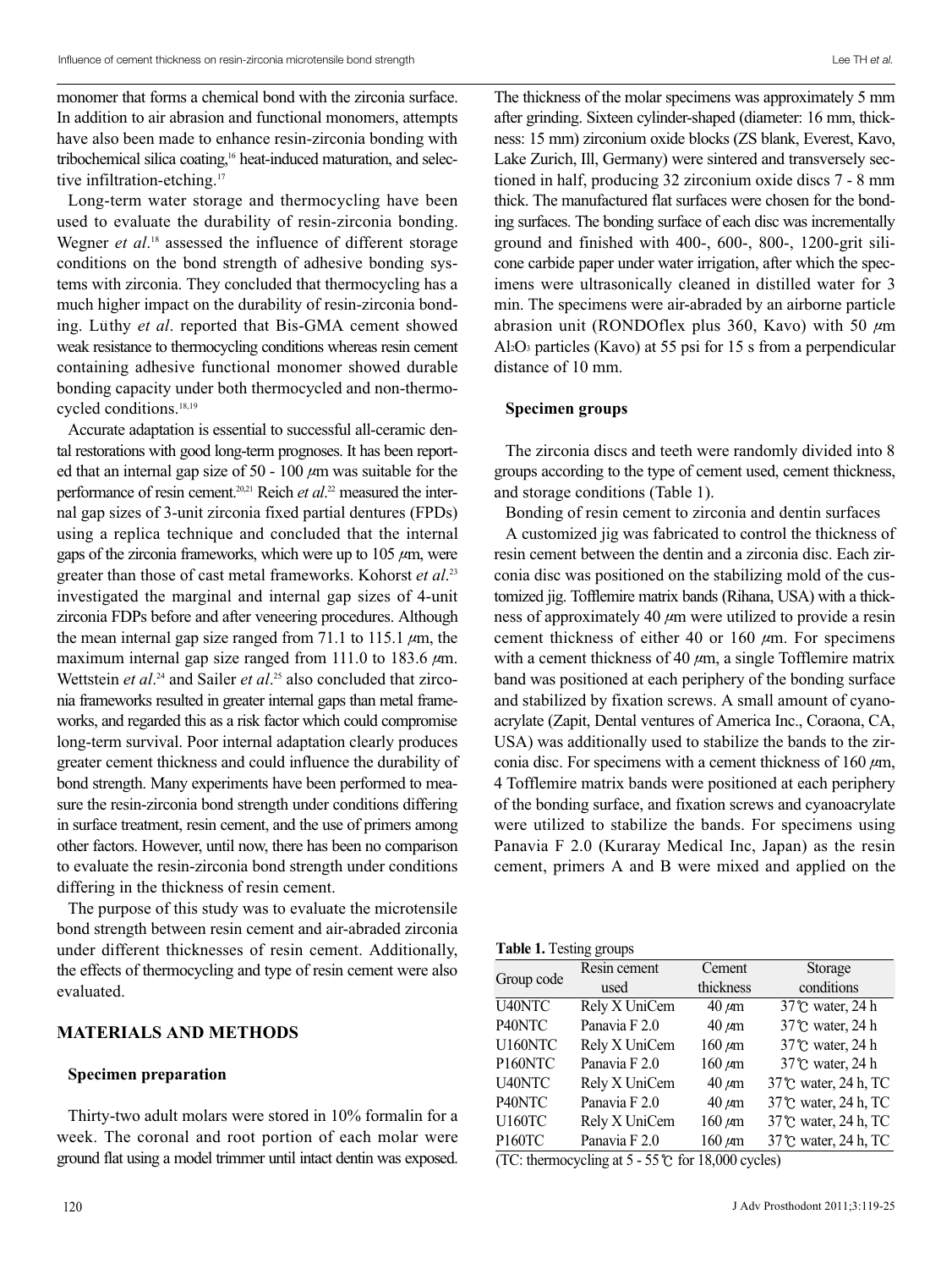monomer that forms a chemical bond with the zirconia surface. In addition to air abrasion and functional monomers, attempts have also been made to enhance resin-zirconia bonding with tribochemical silica coating,[16] heat-induced maturation, and selective infiltration-etching.[17]

Long-term water storage and thermocycling have been used to evaluate the durability of resin-zirconia bonding. Wegner *et al*.[18] assessed the influence of different storage conditions on the bond strength of adhesive bonding systems with zirconia. They concluded that thermocycling has a much higher impact on the durability of resin-zirconia bonding. Lüthy *et al*. reported that Bis-GMA cement showed weak resistance to thermocycling conditions whereas resin cement containing adhesive functional monomer showed durable bonding capacity under both thermocycled and non-thermocycled conditions.[18,19]

Accurate adaptation is essential to successful all-ceramic dental restorations with good long-term prognoses. It has been reported that an internal gap size of 50 - 100 µm was suitable for the performance of resin cement.[20,21] Reich *et al*.[22] measured the internal gap sizes of 3-unit zirconia fixed partial dentures (FPDs) using a replica technique and concluded that the internal gaps of the zirconia frameworks, which were up to 105 µm, were greater than those of cast metal frameworks. Kohorst *et al*.[23] investigated the marginal and internal gap sizes of 4-unit zirconia FDPs before and after veneering procedures. Although the mean internal gap size ranged from 71.1 to 115.1 µm, the maximum internal gap size ranged from 111.0 to 183.6 µm. Wettstein *et al*.[24] and Sailer *et al*.[25] also concluded that zirconia frameworks resulted in greater internal gaps than metal frameworks, and regarded this as a risk factor which could compromise long-term survival. Poor internal adaptation clearly produces greater cement thickness and could influence the durability of bond strength. Many experiments have been performed to measure the resin-zirconia bond strength under conditions differing in surface treatment, resin cement, and the use of primers among other factors. However, until now, there has been no comparison to evaluate the resin-zirconia bond strength under conditions differing in the thickness of resin cement.

The purpose of this study was to evaluate the microtensile bond strength between resin cement and air-abraded zirconia under different thicknesses of resin cement. Additionally, the effects of thermocycling and type of resin cement were also evaluated.

## MATERIALS AND METHODS

### Specimen preparation

Thirty-two adult molars were stored in 10% formalin for a week. The coronal and root portion of each molar were ground flat using a model trimmer until intact dentin was exposed. The thickness of the molar specimens was approximately 5 mm after grinding. Sixteen cylinder-shaped (diameter: 16 mm, thickness: 15 mm) zirconium oxide blocks (ZS blank, Everest, Kavo, Lake Zurich, Ill, Germany) were sintered and transversely sectioned in half, producing 32 zirconium oxide discs 7 - 8 mm thick. The manufactured flat surfaces were chosen for the bonding surfaces. The bonding surface of each disc was incrementally ground and finished with 400-, 600-, 800-, 1200-grit silicone carbide paper under water irrigation, after which the specimens were ultrasonically cleaned in distilled water for 3 min. The specimens were air-abraded by an airborne particle abrasion unit (RONDOflex plus 360, Kavo) with 50 µm $Al_2O_3$ particles (Kavo) at 55 psi for 15 s from a perpendicular distance of 10 mm.

### Specimen groups

The zirconia discs and teeth were randomly divided into 8 groups according to the type of cement used, cement thickness, and storage conditions (Table 1).

Bonding of resin cement to zirconia and dentin surfaces

A customized jig was fabricated to control the thickness of resin cement between the dentin and a zirconia disc. Each zirconia disc was positioned on the stabilizing mold of the customized jig. Tofflemire matrix bands (Rihana, USA) with a thickness of approximately 40 µm were utilized to provide a resin cement thickness of either 40 or 160 µm. For specimens with a cement thickness of 40 µm, a single Tofflemire matrix band was positioned at each periphery of the bonding surface and stabilized by fixation screws. A small amount of cyanoacrylate (Zapit, Dental ventures of America Inc., Coraona, CA, USA) was additionally used to stabilize the bands to the zirconia disc. For specimens with a cement thickness of 160 µm, 4 Tofflemire matrix bands were positioned at each periphery of the bonding surface, and fixation screws and cyanoacrylate were utilized to stabilize the bands. For specimens using Panavia F 2.0 (Kuraray Medical Inc, Japan) as the resin cement, primers A and B were mixed and applied on the

**Table 1.** Testing groups

| Group code | Resin cement used | Cement thickness | Storage conditions |
|---|---|---|---|
| U40NTC | Rely X UniCem | 40 µm | 37℃ water, 24 h |
| P40NTC | Panavia F 2.0 | 40 µm | 37℃ water, 24 h |
| U160NTC | Rely X UniCem | 160 µm | 37℃ water, 24 h |
| P160NTC | Panavia F 2.0 | 160 µm | 37℃ water, 24 h |
| U40NTC | Rely X UniCem | 40 µm | 37℃ water, 24 h, TC |
| P40NTC | Panavia F 2.0 | 40 µm | 37℃ water, 24 h, TC |
| U160TC | Rely X UniCem | 160 µm | 37℃ water, 24 h, TC |
| P160TC | Panavia F 2.0 | 160 µm | 37℃ water, 24 h, TC |

(TC: thermocycling at 5 - 55℃ for 18,000 cycles)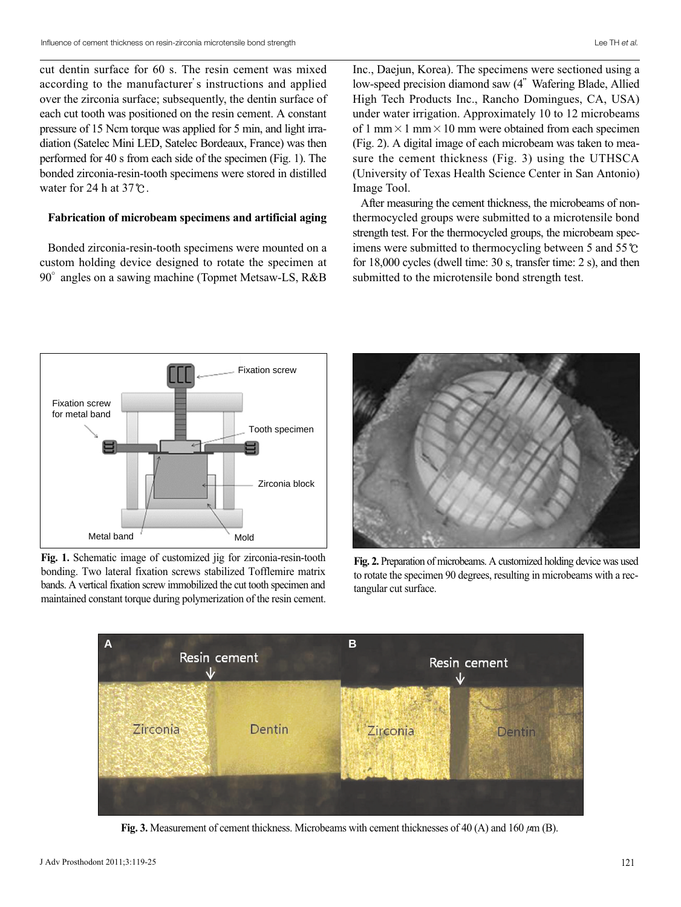cut dentin surface for 60 s. The resin cement was mixed according to the manufacturer's instructions and applied over the zirconia surface; subsequently, the dentin surface of each cut tooth was positioned on the resin cement. A constant pressure of 15 Ncm torque was applied for 5 min, and light irradiation (Satelec Mini LED, Satelec Bordeaux, France) was then performed for 40 s from each side of the specimen (Fig. 1). The bonded zirconia-resin-tooth specimens were stored in distilled water for 24 h at 37℃.

### Fabrication of microbeam specimens and artificial aging

Bonded zirconia-resin-tooth specimens were mounted on a custom holding device designed to rotate the specimen at 90° angles on a sawing machine (Topmet Metsaw-LS, R&B Inc., Daejun, Korea). The specimens were sectioned using a low-speed precision diamond saw (4" Wafering Blade, Allied High Tech Products Inc., Rancho Domingues, CA, USA) under water irrigation. Approximately 10 to 12 microbeams of 1 mm × 1 mm × 10 mm were obtained from each specimen (Fig. 2). A digital image of each microbeam was taken to measure the cement thickness (Fig. 3) using the UTHSCA (University of Texas Health Science Center in San Antonio) Image Tool.

After measuring the cement thickness, the microbeams of non-thermocycled groups were submitted to a microtensile bond strength test. For the thermocycled groups, the microbeam specimens were submitted to thermocycling between 5 and 55℃ for 18,000 cycles (dwell time: 30 s, transfer time: 2 s), and then submitted to the microtensile bond strength test.

**Fig. 1.** Schematic image of customized jig for zirconia-resin-tooth bonding. Two lateral fixation screws stabilized Tofflemire matrix bands. A vertical fixation screw immobilized the cut tooth specimen and maintained constant torque during polymerization of the resin cement.

**Fig. 2.** Preparation of microbeams. A customized holding device was used to rotate the specimen 90 degrees, resulting in microbeams with a rectangular cut surface.

**Fig. 3.** Measurement of cement thickness. Microbeams with cement thicknesses of 40 (A) and 160 μm (B).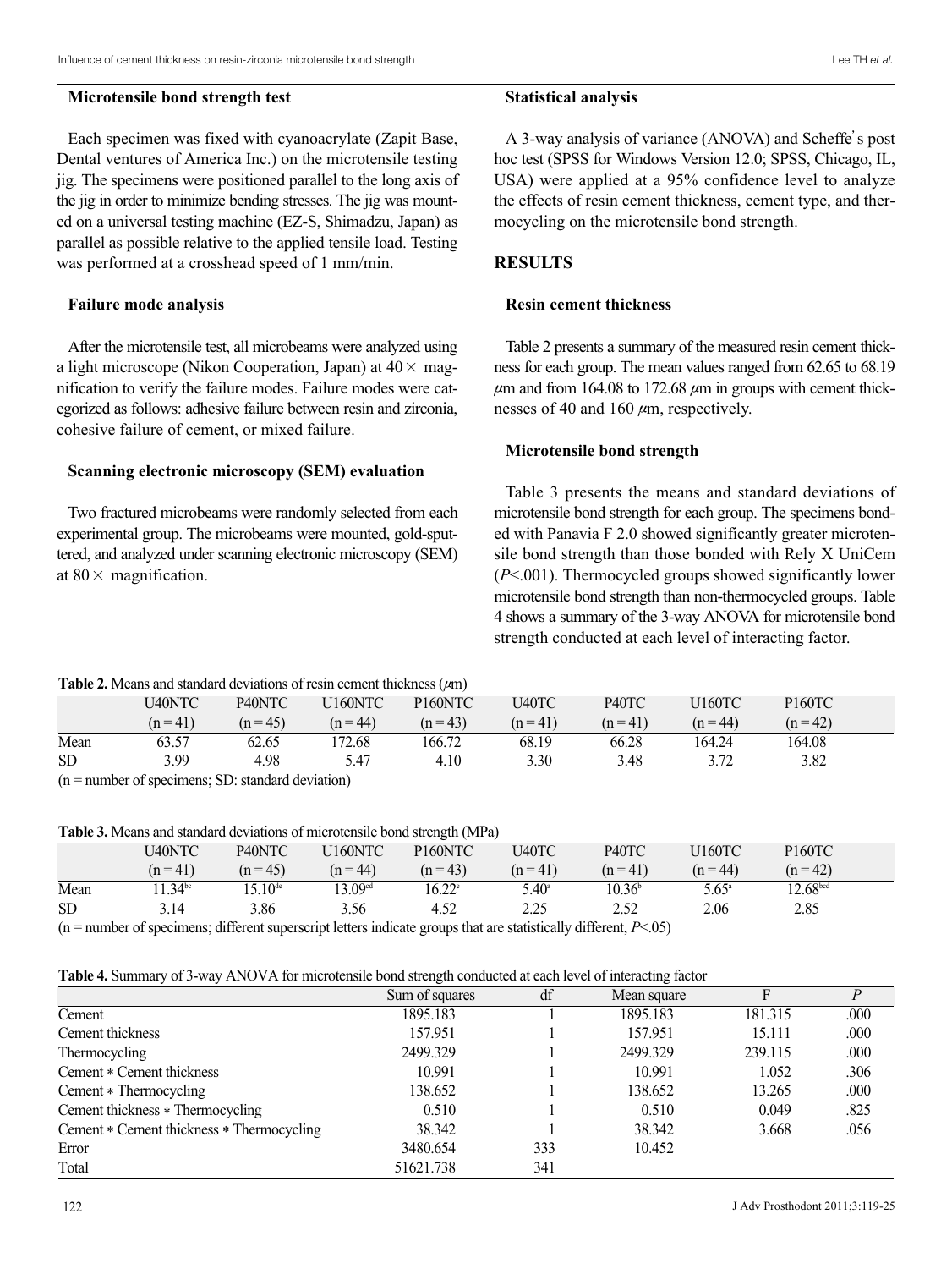### Microtensile bond strength test

Each specimen was fixed with cyanoacrylate (Zapit Base, Dental ventures of America Inc.) on the microtensile testing jig. The specimens were positioned parallel to the long axis of the jig in order to minimize bending stresses. The jig was mounted on a universal testing machine (EZ-S, Shimadzu, Japan) as parallel as possible relative to the applied tensile load. Testing was performed at a crosshead speed of 1 mm/min.

### Failure mode analysis

After the microtensile test, all microbeams were analyzed using a light microscope (Nikon Cooperation, Japan) at 40× magnification to verify the failure modes. Failure modes were categorized as follows: adhesive failure between resin and zirconia, cohesive failure of cement, or mixed failure.

### Scanning electronic microscopy (SEM) evaluation

Two fractured microbeams were randomly selected from each experimental group. The microbeams were mounted, gold-sputtered, and analyzed under scanning electronic microscopy (SEM) at 80× magnification.

### Statistical analysis

A 3-way analysis of variance (ANOVA) and Scheffe's post hoc test (SPSS for Windows Version 12.0; SPSS, Chicago, IL, USA) were applied at a 95% confidence level to analyze the effects of resin cement thickness, cement type, and thermocycling on the microtensile bond strength.

## RESULTS

### Resin cement thickness

Table 2 presents a summary of the measured resin cement thickness for each group. The mean values ranged from 62.65 to 68.19 $\mu$m and from 164.08 to 172.68 $\mu$m in groups with cement thicknesses of 40 and 160 $\mu$m, respectively.

### Microtensile bond strength

Table 3 presents the means and standard deviations of microtensile bond strength for each group. The specimens bonded with Panavia F 2.0 showed significantly greater microtensile bond strength than those bonded with Rely X UniCem ($P<.001$). Thermocycled groups showed significantly lower microtensile bond strength than non-thermocycled groups. Table 4 shows a summary of the 3-way ANOVA for microtensile bond strength conducted at each level of interacting factor.

**Table 2.** Means and standard deviations of resin cement thickness ($\mu$m)

| | U40NTC (n = 41) | P40NTC (n = 45) | U160NTC (n = 44) | P160NTC (n = 43) | U40TC (n = 41) | P40TC (n = 41) | U160TC (n = 44) | P160TC (n = 42) |
|---|---|---|---|---|---|---|---|---|
| Mean | 63.57 | 62.65 | 172.68 | 166.72 | 68.19 | 66.28 | 164.24 | 164.08 |
| SD | 3.99 | 4.98 | 5.47 | 4.10 | 3.30 | 3.48 | 3.72 | 3.82 |

(n = number of specimens; SD: standard deviation)

**Table 3.** Means and standard deviations of microtensile bond strength (MPa)

| | U40NTC (n = 41) | P40NTC (n = 45) | U160NTC (n = 44) | P160NTC (n = 43) | U40TC (n = 41) | P40TC (n = 41) | U160TC (n = 44) | P160TC (n = 42) |
|---|---|---|---|---|---|---|---|---|
| Mean | 11.34[bc] | 15.10[de] | 13.09[cd] | 16.22[e] | 5.40[a] | 10.36[b] | 5.65[a] | 12.68[bcd] |
| SD | 3.14 | 3.86 | 3.56 | 4.52 | 2.25 | 2.52 | 2.06 | 2.85 |

(n = number of specimens; different superscript letters indicate groups that are statistically different, $P<.05$)

**Table 4.** Summary of 3-way ANOVA for microtensile bond strength conducted at each level of interacting factor

| | Sum of squares | df | Mean square | F | P |
|---|---|---|---|---|---|
| Cement | 1895.183 | 1 | 1895.183 | 181.315 | .000 |
| Cement thickness | 157.951 | 1 | 157.951 | 15.111 | .000 |
| Thermocycling | 2499.329 | 1 | 2499.329 | 239.115 | .000 |
| Cement * Cement thickness | 10.991 | 1 | 10.991 | 1.052 | .306 |
| Cement * Thermocycling | 138.652 | 1 | 138.652 | 13.265 | .000 |
| Cement thickness * Thermocycling | 0.510 | 1 | 0.510 | 0.049 | .825 |
| Cement * Cement thickness * Thermocycling | 38.342 | 1 | 38.342 | 3.668 | .056 |
| Error | 3480.654 | 333 | 10.452 | | |
| Total | 51621.738 | 341 | | | |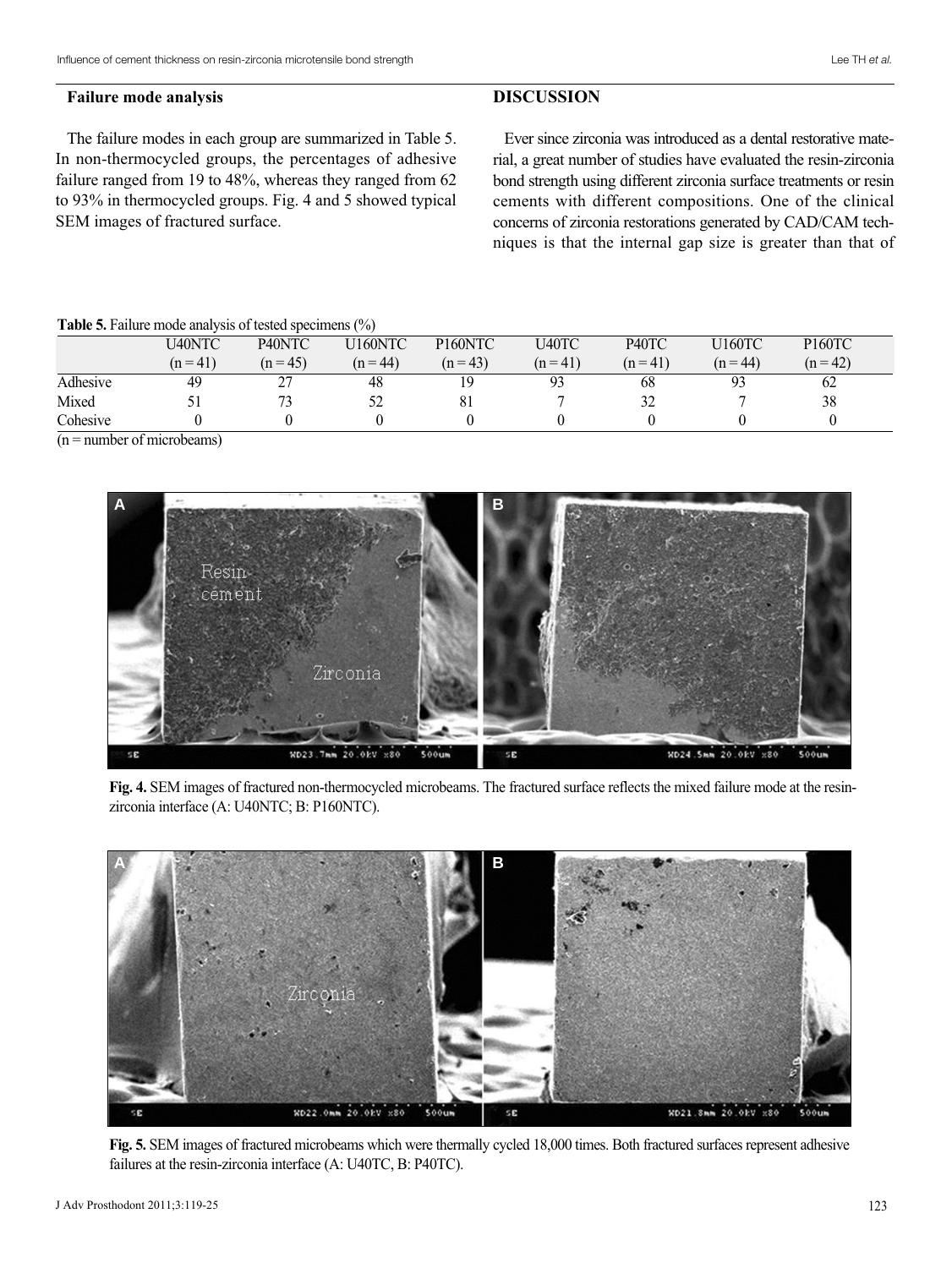### Failure mode analysis

The failure modes in each group are summarized in Table 5. In non-thermocycled groups, the percentages of adhesive failure ranged from 19 to 48%, whereas they ranged from 62 to 93% in thermocycled groups. Fig. 4 and 5 showed typical SEM images of fractured surface.

**Table 5.** Failure mode analysis of tested specimens (%)

| | U40NTC (n = 41) | P40NTC (n = 45) | U160NTC (n = 44) | P160NTC (n = 43) | U40TC (n = 41) | P40TC (n = 41) | U160TC (n = 44) | P160TC (n = 42) |
|---|---|---|---|---|---|---|---|---|
| Adhesive | 49 | 27 | 48 | 19 | 93 | 68 | 93 | 62 |
| Mixed | 51 | 73 | 52 | 81 | 7 | 32 | 7 | 38 |
| Cohesive | 0 | 0 | 0 | 0 | 0 | 0 | 0 | 0 |

(n = number of microbeams)

**Fig. 4.** SEM images of fractured non-thermocycled microbeams. The fractured surface reflects the mixed failure mode at the resin-zirconia interface (A: U40NTC; B: P160NTC).

**Fig. 5.** SEM images of fractured microbeams which were thermally cycled 18,000 times. Both fractured surfaces represent adhesive failures at the resin-zirconia interface (A: U40TC, B: P40TC).

## DISCUSSION

Ever since zirconia was introduced as a dental restorative material, a great number of studies have evaluated the resin-zirconia bond strength using different zirconia surface treatments or resin cements with different compositions. One of the clinical concerns of zirconia restorations generated by CAD/CAM techniques is that the internal gap size is greater than that of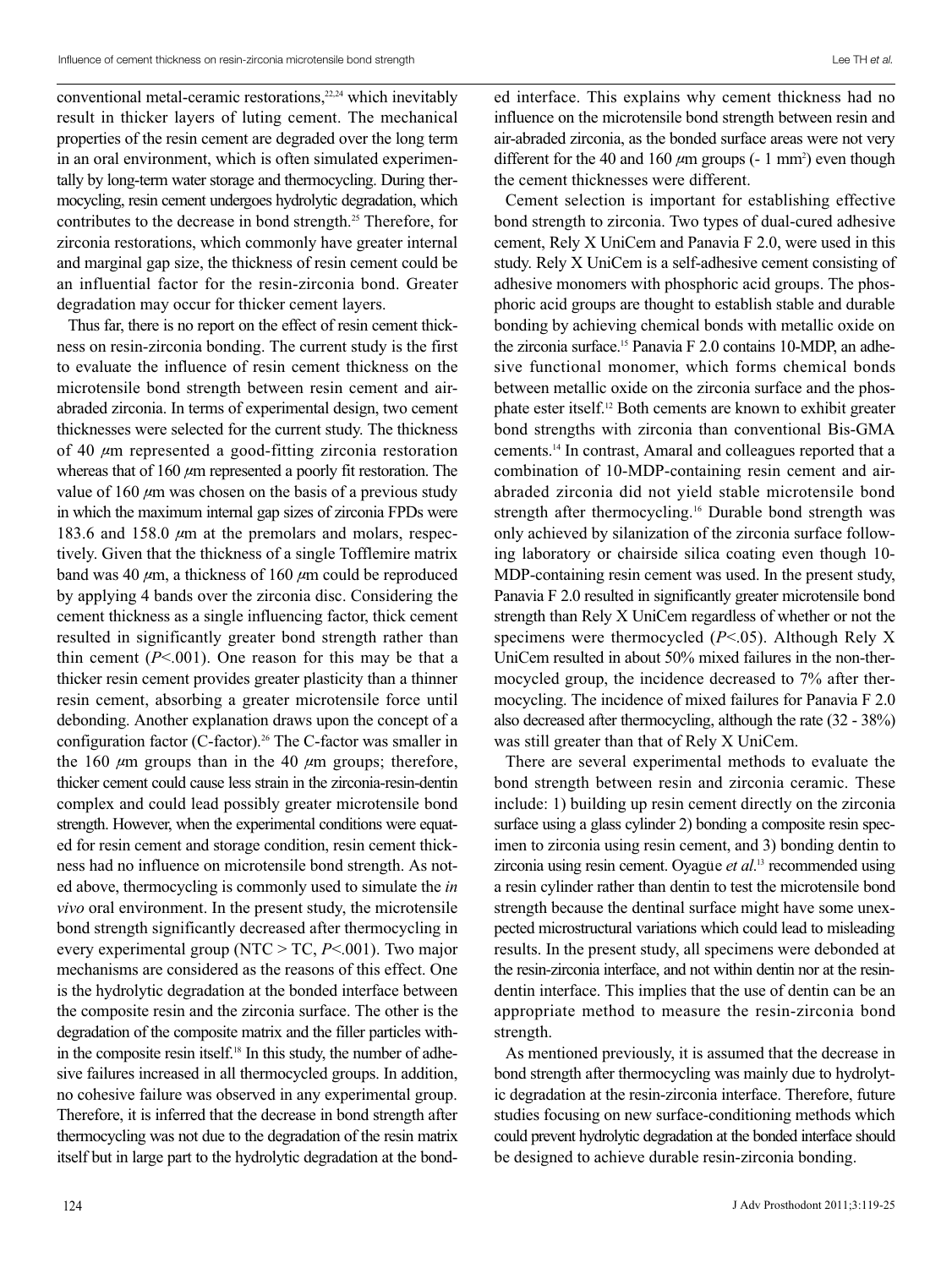conventional metal-ceramic restorations,[22,24] which inevitably result in thicker layers of luting cement. The mechanical properties of the resin cement are degraded over the long term in an oral environment, which is often simulated experimentally by long-term water storage and thermocycling. During thermocycling, resin cement undergoes hydrolytic degradation, which contributes to the decrease in bond strength.[25] Therefore, for zirconia restorations, which commonly have greater internal and marginal gap size, the thickness of resin cement could be an influential factor for the resin-zirconia bond. Greater degradation may occur for thicker cement layers.

Thus far, there is no report on the effect of resin cement thickness on resin-zirconia bonding. The current study is the first to evaluate the influence of resin cement thickness on the microtensile bond strength between resin cement and air-abraded zirconia. In terms of experimental design, two cement thicknesses were selected for the current study. The thickness of 40 $\mu$m represented a good-fitting zirconia restoration whereas that of 160 $\mu$m represented a poorly fit restoration. The value of 160 $\mu$m was chosen on the basis of a previous study in which the maximum internal gap sizes of zirconia FPDs were 183.6 and 158.0 $\mu$m at the premolars and molars, respectively. Given that the thickness of a single Tofflemire matrix band was 40 $\mu$m, a thickness of 160 $\mu$m could be reproduced by applying 4 bands over the zirconia disc. Considering the cement thickness as a single influencing factor, thick cement resulted in significantly greater bond strength rather than thin cement ($P<.001$). One reason for this may be that a thicker resin cement provides greater plasticity than a thinner resin cement, absorbing a greater microtensile force until debonding. Another explanation draws upon the concept of a configuration factor (C-factor).[26] The C-factor was smaller in the 160 $\mu$m groups than in the 40 $\mu$m groups; therefore, thicker cement could cause less strain in the zirconia-resin-dentin complex and could lead possibly greater microtensile bond strength. However, when the experimental conditions were equated for resin cement and storage condition, resin cement thickness had no influence on microtensile bond strength. As noted above, thermocycling is commonly used to simulate the *in vivo* oral environment. In the present study, the microtensile bond strength significantly decreased after thermocycling in every experimental group (NTC > TC, $P<.001$). Two major mechanisms are considered as the reasons of this effect. One is the hydrolytic degradation at the bonded interface between the composite resin and the zirconia surface. The other is the degradation of the composite matrix and the filler particles within the composite resin itself.[18] In this study, the number of adhesive failures increased in all thermocycled groups. In addition, no cohesive failure was observed in any experimental group. Therefore, it is inferred that the decrease in bond strength after thermocycling was not due to the degradation of the resin matrix itself but in large part to the hydrolytic degradation at the bonded interface. This explains why cement thickness had no influence on the microtensile bond strength between resin and air-abraded zirconia, as the bonded surface areas were not very different for the 40 and 160 $\mu$m groups (- 1 mm$^2$) even though the cement thicknesses were different.

Cement selection is important for establishing effective bond strength to zirconia. Two types of dual-cured adhesive cement, Rely X UniCem and Panavia F 2.0, were used in this study. Rely X UniCem is a self-adhesive cement consisting of adhesive monomers with phosphoric acid groups. The phosphoric acid groups are thought to establish stable and durable bonding by achieving chemical bonds with metallic oxide on the zirconia surface.[15] Panavia F 2.0 contains 10-MDP, an adhesive functional monomer, which forms chemical bonds between metallic oxide on the zirconia surface and the phosphate ester itself.[12] Both cements are known to exhibit greater bond strengths with zirconia than conventional Bis-GMA cements.[14] In contrast, Amaral and colleagues reported that a combination of 10-MDP-containing resin cement and air-abraded zirconia did not yield stable microtensile bond strength after thermocycling.[16] Durable bond strength was only achieved by silanization of the zirconia surface following laboratory or chairside silica coating even though 10-MDP-containing resin cement was used. In the present study, Panavia F 2.0 resulted in significantly greater microtensile bond strength than Rely X UniCem regardless of whether or not the specimens were thermocycled ($P<.05$). Although Rely X UniCem resulted in about 50% mixed failures in the non-thermocycled group, the incidence decreased to 7% after thermocycling. The incidence of mixed failures for Panavia F 2.0 also decreased after thermocycling, although the rate (32 - 38%) was still greater than that of Rely X UniCem.

There are several experimental methods to evaluate the bond strength between resin and zirconia ceramic. These include: 1) building up resin cement directly on the zirconia surface using a glass cylinder 2) bonding a composite resin specimen to zirconia using resin cement, and 3) bonding dentin to zirconia using resin cement. Oyagüe *et al*.[13] recommended using a resin cylinder rather than dentin to test the microtensile bond strength because the dentinal surface might have some unexpected microstructural variations which could lead to misleading results. In the present study, all specimens were debonded at the resin-zirconia interface, and not within dentin nor at the resin-dentin interface. This implies that the use of dentin can be an appropriate method to measure the resin-zirconia bond strength.

As mentioned previously, it is assumed that the decrease in bond strength after thermocycling was mainly due to hydrolytic degradation at the resin-zirconia interface. Therefore, future studies focusing on new surface-conditioning methods which could prevent hydrolytic degradation at the bonded interface should be designed to achieve durable resin-zirconia bonding.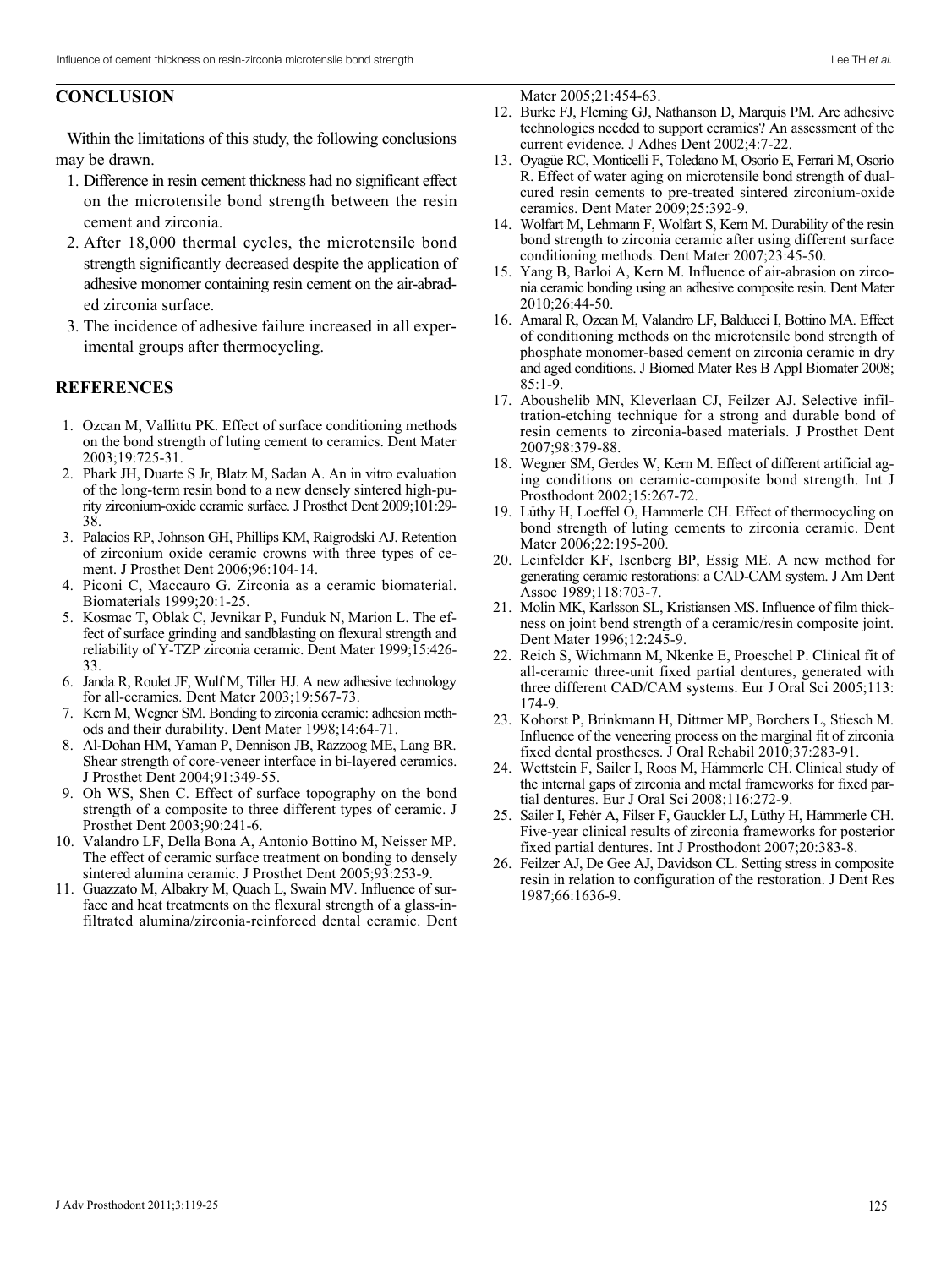## CONCLUSION

Within the limitations of this study, the following conclusions may be drawn.

1. Difference in resin cement thickness had no significant effect on the microtensile bond strength between the resin cement and zirconia.
2. After 18,000 thermal cycles, the microtensile bond strength significantly decreased despite the application of adhesive monomer containing resin cement on the air-abraded zirconia surface.
3. The incidence of adhesive failure increased in all experimental groups after thermocycling.

## REFERENCES

1. Ozcan M, Vallittu PK. Effect of surface conditioning methods on the bond strength of luting cement to ceramics. Dent Mater 2003;19:725-31.
2. Phark JH, Duarte S Jr, Blatz M, Sadan A. An in vitro evaluation of the long-term resin bond to a new densely sintered high-purity zirconium-oxide ceramic surface. J Prosthet Dent 2009;101:29-38.
3. Palacios RP, Johnson GH, Phillips KM, Raigrodski AJ. Retention of zirconium oxide ceramic crowns with three types of cement. J Prosthet Dent 2006;96:104-14.
4. Piconi C, Maccauro G. Zirconia as a ceramic biomaterial. Biomaterials 1999;20:1-25.
5. Kosmac T, Oblak C, Jevnikar P, Funduk N, Marion L. The effect of surface grinding and sandblasting on flexural strength and reliability of Y-TZP zirconia ceramic. Dent Mater 1999;15:426-33.
6. Janda R, Roulet JF, Wulf M, Tiller HJ. A new adhesive technology for all-ceramics. Dent Mater 2003;19:567-73.
7. Kern M, Wegner SM. Bonding to zirconia ceramic: adhesion methods and their durability. Dent Mater 1998;14:64-71.
8. Al-Dohan HM, Yaman P, Dennison JB, Razzoog ME, Lang BR. Shear strength of core-veneer interface in bi-layered ceramics. J Prosthet Dent 2004;91:349-55.
9. Oh WS, Shen C. Effect of surface topography on the bond strength of a composite to three different types of ceramic. J Prosthet Dent 2003;90:241-6.
10. Valandro LF, Della Bona A, Antonio Bottino M, Neisser MP. The effect of ceramic surface treatment on bonding to densely sintered alumina ceramic. J Prosthet Dent 2005;93:253-9.
11. Guazzato M, Albakry M, Quach L, Swain MV. Influence of surface and heat treatments on the flexural strength of a glass-infiltrated alumina/zirconia-reinforced dental ceramic. Dent Mater 2005;21:454-63.
12. Burke FJ, Fleming GJ, Nathanson D, Marquis PM. Are adhesive technologies needed to support ceramics? An assessment of the current evidence. J Adhes Dent 2002;4:7-22.
13. Oyagüe RC, Monticelli F, Toledano M, Osorio E, Ferrari M, Osorio R. Effect of water aging on microtensile bond strength of dual-cured resin cements to pre-treated sintered zirconium-oxide ceramics. Dent Mater 2009;25:392-9.
14. Wolfart M, Lehmann F, Wolfart S, Kern M. Durability of the resin bond strength to zirconia ceramic after using different surface conditioning methods. Dent Mater 2007;23:45-50.
15. Yang B, Barloi A, Kern M. Influence of air-abrasion on zirconia ceramic bonding using an adhesive composite resin. Dent Mater 2010;26:44-50.
16. Amaral R, Ozcan M, Valandro LF, Balducci I, Bottino MA. Effect of conditioning methods on the microtensile bond strength of phosphate monomer-based cement on zirconia ceramic in dry and aged conditions. J Biomed Mater Res B Appl Biomater 2008; 85:1-9.
17. Aboushelib MN, Kleverlaan CJ, Feilzer AJ. Selective infiltration-etching technique for a strong and durable bond of resin cements to zirconia-based materials. J Prosthet Dent 2007;98:379-88.
18. Wegner SM, Gerdes W, Kern M. Effect of different artificial aging conditions on ceramic-composite bond strength. Int J Prosthodont 2002;15:267-72.
19. Lüthy H, Loeffel O, Hammerle CH. Effect of thermocycling on bond strength of luting cements to zirconia ceramic. Dent Mater 2006;22:195-200.
20. Leinfelder KF, Isenberg BP, Essig ME. A new method for generating ceramic restorations: a CAD-CAM system. J Am Dent Assoc 1989;118:703-7.
21. Molin MK, Karlsson SL, Kristiansen MS. Influence of film thickness on joint bend strength of a ceramic/resin composite joint. Dent Mater 1996;12:245-9.
22. Reich S, Wichmann M, Nkenke E, Proeschel P. Clinical fit of all-ceramic three-unit fixed partial dentures, generated with three different CAD/CAM systems. Eur J Oral Sci 2005;113: 174-9.
23. Kohorst P, Brinkmann H, Dittmer MP, Borchers L, Stiesch M. Influence of the veneering process on the marginal fit of zirconia fixed dental prostheses. J Oral Rehabil 2010;37:283-91.
24. Wettstein F, Sailer I, Roos M, Hämmerle CH. Clinical study of the internal gaps of zirconia and metal frameworks for fixed partial dentures. Eur J Oral Sci 2008;116:272-9.
25. Sailer I, Fehér A, Filser F, Gauckler LJ, Lüthy H, Hämmerle CH. Five-year clinical results of zirconia frameworks for posterior fixed partial dentures. Int J Prosthodont 2007;20:383-8.
26. Feilzer AJ, De Gee AJ, Davidson CL. Setting stress in composite resin in relation to configuration of the restoration. J Dent Res 1987;66:1636-9.